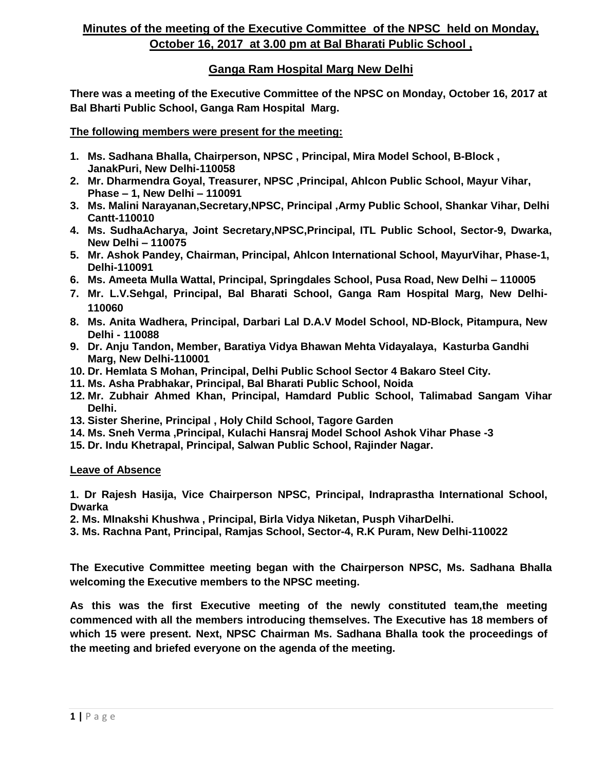# Minutes of the meeting of the Executive Committee of the NPSC held on Monday, October 16, 2017 at 3.00 pm at Bal Bharati Public School ,

## Ganga Ram Hospital Marg New Delhi

**There was a meeting of the Executive Committee of the NPSC on Monday, October 16, 2017 at Bal Bharti Public School, Ganga Ram Hospital Marg.**

**The following members were present for the meeting:**

1. **Ms. Sadhana Bhalla, Chairperson, NPSC , Principal, Mira Model School, B-Block , JanakPuri, New Delhi-110058**
2. **Mr. Dharmendra Goyal, Treasurer, NPSC ,Principal, Ahlcon Public School, Mayur Vihar, Phase – 1, New Delhi – 110091**
3. **Ms. Malini Narayanan,Secretary,NPSC, Principal ,Army Public School, Shankar Vihar, Delhi Cantt-110010**
4. **Ms. SudhaAcharya, Joint Secretary,NPSC,Principal, ITL Public School, Sector-9, Dwarka, New Delhi – 110075**
5. **Mr. Ashok Pandey, Chairman, Principal, Ahlcon International School, MayurVihar, Phase-1, Delhi-110091**
6. **Ms. Ameeta Mulla Wattal, Principal, Springdales School, Pusa Road, New Delhi – 110005**
7. **Mr. L.V.Sehgal, Principal, Bal Bharati School, Ganga Ram Hospital Marg, New Delhi-110060**
8. **Ms. Anita Wadhera, Principal, Darbari Lal D.A.V Model School, ND-Block, Pitampura, New Delhi - 110088**
9. **Dr. Anju Tandon, Member, Baratiya Vidya Bhawan Mehta Vidayalaya, Kasturba Gandhi Marg, New Delhi-110001**
10. **Dr. Hemlata S Mohan, Principal, Delhi Public School Sector 4 Bakaro Steel City.**
11. **Ms. Asha Prabhakar, Principal, Bal Bharati Public School, Noida**
12. **Mr. Zubhair Ahmed Khan, Principal, Hamdard Public School, Talimabad Sangam Vihar Delhi.**
13. **Sister Sherine, Principal , Holy Child School, Tagore Garden**
14. **Ms. Sneh Verma ,Principal, Kulachi Hansraj Model School Ashok Vihar Phase -3**
15. **Dr. Indu Khetrapal, Principal, Salwan Public School, Rajinder Nagar.**

**Leave of Absence**

**1. Dr Rajesh Hasija, Vice Chairperson NPSC, Principal, Indraprastha International School, Dwarka**
**2. Ms. MInakshi Khushwa , Principal, Birla Vidya Niketan, Pusph ViharDelhi.**
**3. Ms. Rachna Pant, Principal, Ramjas School, Sector-4, R.K Puram, New Delhi-110022**

**The Executive Committee meeting began with the Chairperson NPSC, Ms. Sadhana Bhalla welcoming the Executive members to the NPSC meeting.**

**As this was the first Executive meeting of the newly constituted team,the meeting commenced with all the members introducing themselves. The Executive has 18 members of which 15 were present. Next, NPSC Chairman Ms. Sadhana Bhalla took the proceedings of the meeting and briefed everyone on the agenda of the meeting.**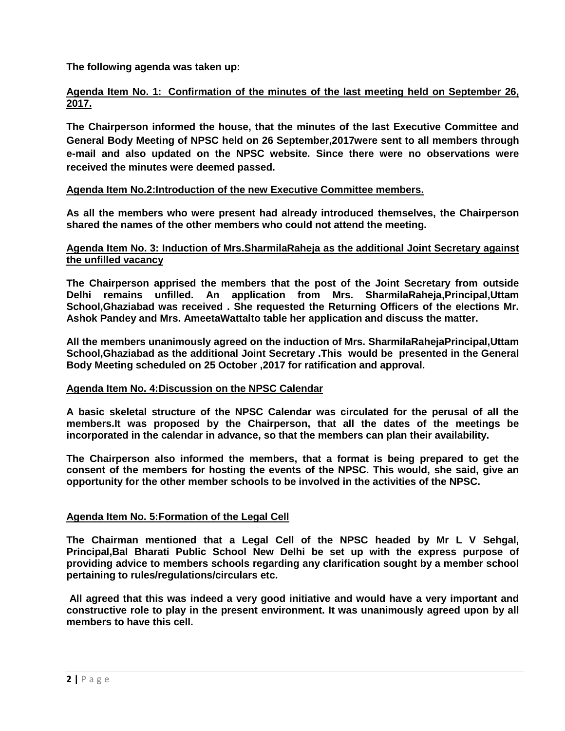**The following agenda was taken up:**

**Agenda Item No. 1: Confirmation of the minutes of the last meeting held on September 26, 2017.**

**The Chairperson informed the house, that the minutes of the last Executive Committee and General Body Meeting of NPSC held on 26 September,2017were sent to all members through e-mail and also updated on the NPSC website. Since there were no observations were received the minutes were deemed passed.**

**Agenda Item No.2:Introduction of the new Executive Committee members.**

**As all the members who were present had already introduced themselves, the Chairperson shared the names of the other members who could not attend the meeting.**

**Agenda Item No. 3: Induction of Mrs.SharmilaRaheja as the additional Joint Secretary against the unfilled vacancy**

**The Chairperson apprised the members that the post of the Joint Secretary from outside Delhi remains unfilled. An application from Mrs. SharmilaRaheja,Principal,Uttam School,Ghaziabad was received . She requested the Returning Officers of the elections Mr. Ashok Pandey and Mrs. AmeetaWattalto table her application and discuss the matter.**

**All the members unanimously agreed on the induction of Mrs. SharmilaRahejaPrincipal,Uttam School,Ghaziabad as the additional Joint Secretary .This would be presented in the General Body Meeting scheduled on 25 October ,2017 for ratification and approval.**

**Agenda Item No. 4:Discussion on the NPSC Calendar**

**A basic skeletal structure of the NPSC Calendar was circulated for the perusal of all the members.It was proposed by the Chairperson, that all the dates of the meetings be incorporated in the calendar in advance, so that the members can plan their availability.**

**The Chairperson also informed the members, that a format is being prepared to get the consent of the members for hosting the events of the NPSC. This would, she said, give an opportunity for the other member schools to be involved in the activities of the NPSC.**

**Agenda Item No. 5:Formation of the Legal Cell**

**The Chairman mentioned that a Legal Cell of the NPSC headed by Mr L V Sehgal, Principal,Bal Bharati Public School New Delhi be set up with the express purpose of providing advice to members schools regarding any clarification sought by a member school pertaining to rules/regulations/circulars etc.**

**All agreed that this was indeed a very good initiative and would have a very important and constructive role to play in the present environment. It was unanimously agreed upon by all members to have this cell.**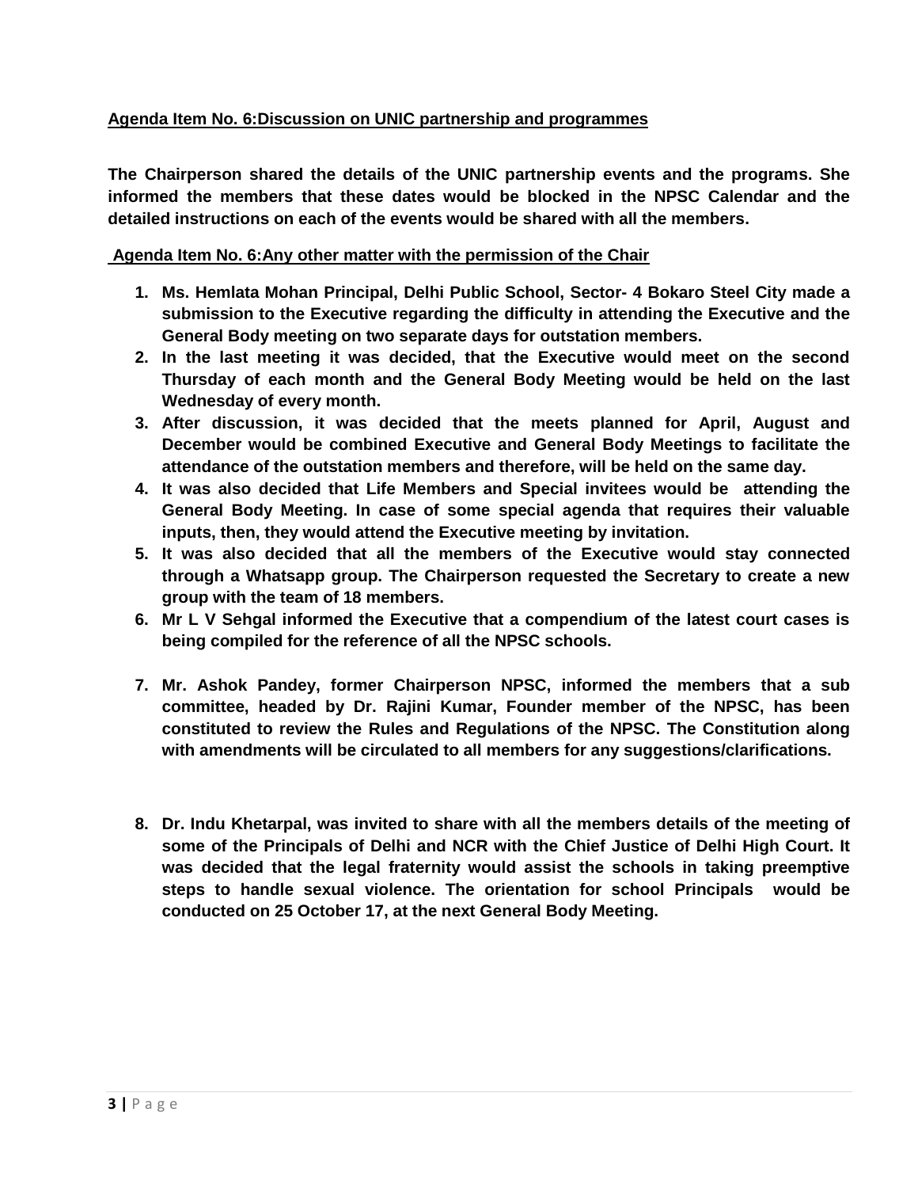**Agenda Item No. 6:Discussion on UNIC partnership and programmes**

**The Chairperson shared the details of the UNIC partnership events and the programs. She informed the members that these dates would be blocked in the NPSC Calendar and the detailed instructions on each of the events would be shared with all the members.**

**Agenda Item No. 6:Any other matter with the permission of the Chair**

1. **Ms. Hemlata Mohan Principal, Delhi Public School, Sector- 4 Bokaro Steel City made a submission to the Executive regarding the difficulty in attending the Executive and the General Body meeting on two separate days for outstation members.**
2. **In the last meeting it was decided, that the Executive would meet on the second Thursday of each month and the General Body Meeting would be held on the last Wednesday of every month.**
3. **After discussion, it was decided that the meets planned for April, August and December would be combined Executive and General Body Meetings to facilitate the attendance of the outstation members and therefore, will be held on the same day.**
4. **It was also decided that Life Members and Special invitees would be attending the General Body Meeting. In case of some special agenda that requires their valuable inputs, then, they would attend the Executive meeting by invitation.**
5. **It was also decided that all the members of the Executive would stay connected through a Whatsapp group. The Chairperson requested the Secretary to create a new group with the team of 18 members.**
6. **Mr L V Sehgal informed the Executive that a compendium of the latest court cases is being compiled for the reference of all the NPSC schools.**
7. **Mr. Ashok Pandey, former Chairperson NPSC, informed the members that a sub committee, headed by Dr. Rajini Kumar, Founder member of the NPSC, has been constituted to review the Rules and Regulations of the NPSC. The Constitution along with amendments will be circulated to all members for any suggestions/clarifications.**
8. **Dr. Indu Khetarpal, was invited to share with all the members details of the meeting of some of the Principals of Delhi and NCR with the Chief Justice of Delhi High Court. It was decided that the legal fraternity would assist the schools in taking preemptive steps to handle sexual violence. The orientation for school Principals would be conducted on 25 October 17, at the next General Body Meeting.**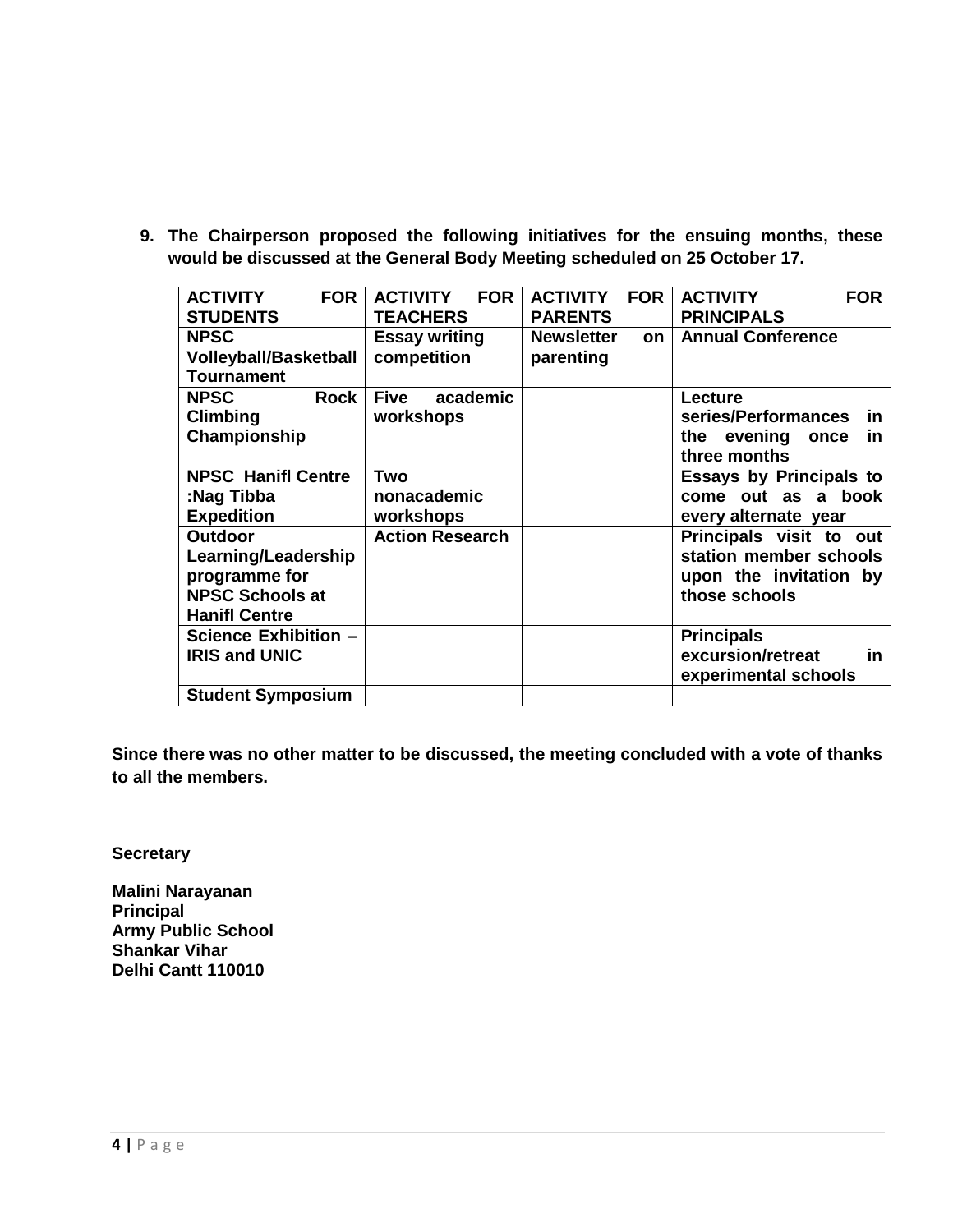9. **The Chairperson proposed the following initiatives for the ensuing months, these would be discussed at the General Body Meeting scheduled on 25 October 17.**

| **ACTIVITY FOR STUDENTS** | **ACTIVITY FOR TEACHERS** | **ACTIVITY FOR PARENTS** | **ACTIVITY FOR PRINCIPALS** |
|---|---|---|---|
| **NPSC Volleyball/Basketball Tournament** | **Essay writing competition** | **Newsletter on parenting** | **Annual Conference** |
| **NPSC Rock Climbing Championship** | **Five academic workshops** | | **Lecture series/Performances in the evening once in three months** |
| **NPSC Hanifl Centre :Nag Tibba Expedition** | **Two nonacademic workshops** | | **Essays by Principals to come out as a book every alternate year** |
| **Outdoor Learning/Leadership programme for NPSC Schools at Hanifl Centre** | **Action Research** | | **Principals visit to out station member schools upon the invitation by those schools** |
| **Science Exhibition – IRIS and UNIC** | | | **Principals excursion/retreat in experimental schools** |
| **Student Symposium** | | | |

**Since there was no other matter to be discussed, the meeting concluded with a vote of thanks to all the members.**

**Secretary**

**Malini Narayanan**
**Principal**
**Army Public School**
**Shankar Vihar**
**Delhi Cantt 110010**